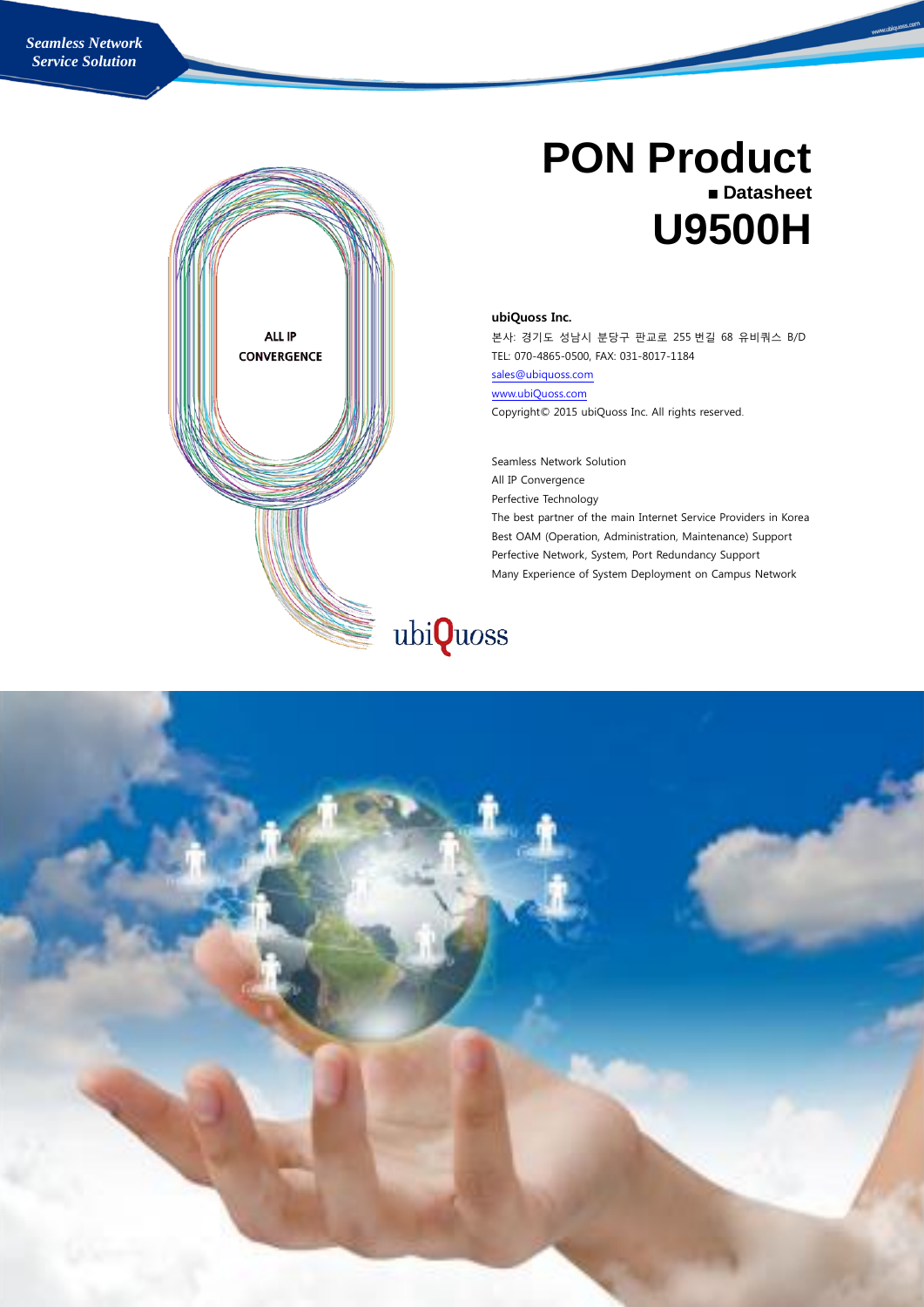Seamless Network Service Solution

# PON Product

■ Datasheet

# U9500H

ALL IP CONVERGENCE

**ubiQuoss Inc.**

본사: 경기도 성남시 분당구 판교로 255 번길 68 유비쿼스 B/D

TEL: 070-4865-0500, FAX: 031-8017-1184

sales@ubiquoss.com

www.ubiQuoss.com

Copyright© 2015 ubiQuoss Inc. All rights reserved.

Seamless Network Solution

All IP Convergence

Perfective Technology

The best partner of the main Internet Service Providers in Korea

Best OAM (Operation, Administration, Maintenance) Support

Perfective Network, System, Port Redundancy Support

Many Experience of System Deployment on Campus Network

ubiQuoss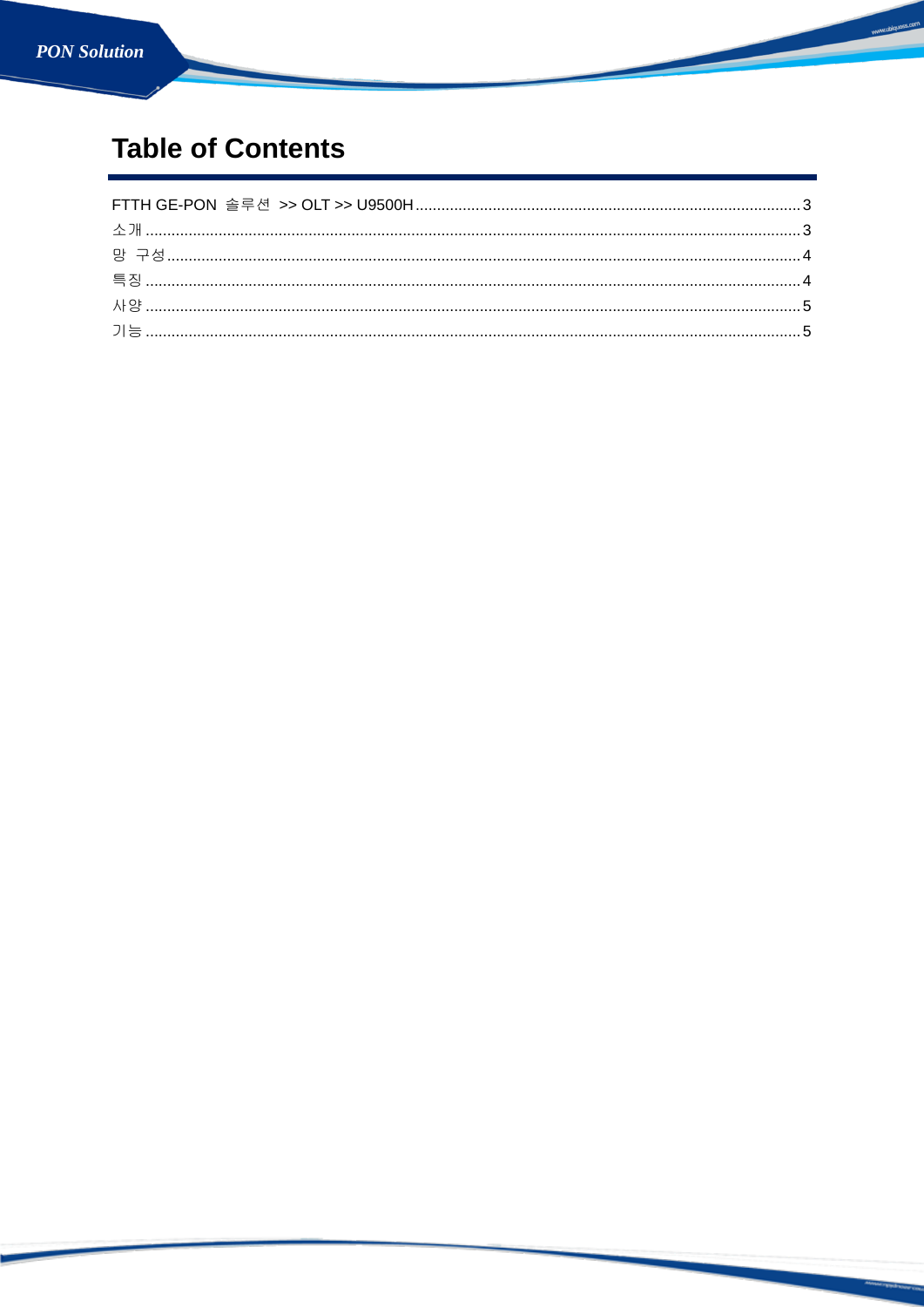# Table of Contents

FTTH GE-PON 솔루션 >> OLT >> U9500H ........................................ 3

소개 ........................................ 3

망 구성 ........................................ 4

특징 ........................................ 4

사양 ........................................ 5

기능 ........................................ 5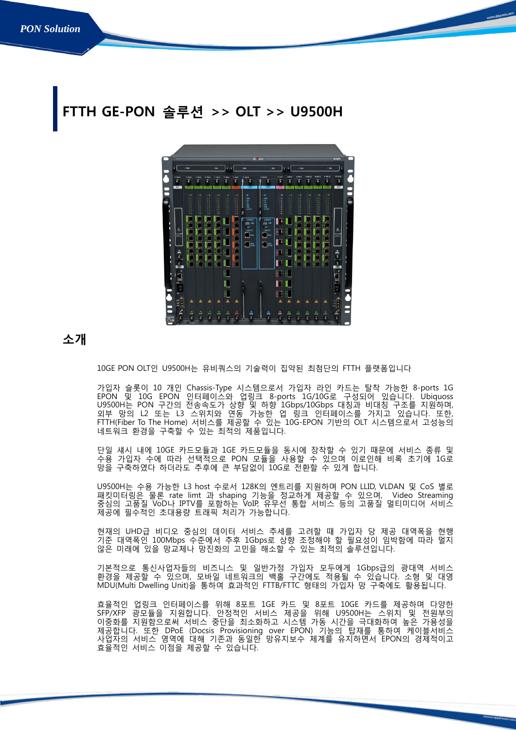# FTTH GE-PON 솔루션 >> OLT >> U9500H

## 소개

10GE PON OLT인 U9500H는 유비쿼스의 기술력이 집약된 최첨단의 FTTH 플랫폼입니다

가입자 슬롯이 10 개인 Chassis-Type 시스템으로서 가입자 라인 카드는 탈착 가능한 8-ports 1G EPON 및 10G EPON 인터페이스와 업링크 8-ports 1G/10G로 구성되어 있습니다. Ubiquoss U9500H는 PON 구간의 전송속도가 상향 및 하향 1Gbps/10Gbps 대칭과 비대칭 구조를 지원하며, 외부 망의 L2 또는 L3 스위치와 연동 가능한 업 링크 인터페이스를 가지고 있습니다. 또한, FTTH(Fiber To The Home) 서비스를 제공할 수 있는 10G-EPON 기반의 OLT 시스템으로서 고성능의 네트워크 환경을 구축할 수 있는 최적의 제품입니다.

단일 섀시 내에 10GE 카드모듈과 1GE 카드모듈을 동시에 장착할 수 있기 때문에 서비스 종류 및 수용 가입자 수에 따라 선택적으로 PON 모듈을 사용할 수 있으며 이로인해 비록 초기에 1G로 망을 구축하였다 하더라도 추후에 큰 부담없이 10G로 전환할 수 있게 합니다.

U9500H는 수용 가능한 L3 host 수로서 128K의 엔트리를 지원하며 PON LLID, VLDAN 및 CoS 별로 패킷미터링은 물론 rate limt 과 shaping 기능을 정교하게 제공할 수 있으며, Video Streaming 중심의 고품질 VoD나 IPTV를 포함하는 VoIP, 유무선 통합 서비스 등의 고품질 멀티미디어 서비스 제공에 필수적인 초대용량 트래픽 처리가 가능합니다.

현재의 UHD급 비디오 중심의 데이터 서비스 추세를 고려할 때 가입자 당 제공 대역폭을 현행 기준 대역폭인 100Mbps 수준에서 추후 1Gbps로 상향 조정해야 할 필요성이 임박함에 따라 멀지 않은 미래에 있을 망교체나 망진화의 고민을 해소할 수 있는 최적의 솔루션입니다.

기본적으로 통신사업자들의 비즈니스 및 일반가정 가입자 모두에게 1Gbps급의 광대역 서비스 환경을 제공할 수 있으며, 모바일 네트워크의 백홀 구간에도 적용될 수 있습니다. 소형 및 대형 MDU(Multi Dwelling Unit)을 통하여 효과적인 FTTB/FTTC 형태의 가입자 망 구축에도 활용됩니다.

효율적인 업링크 인터페이스를 위해 8포트 1GE 카드 및 8포트 10GE 카드를 제공하며 다양한 SFP/XFP 광모듈을 지원합니다. 안정적인 서비스 제공을 위해 U9500H는 스위치 및 전원부의 이중화를 지원함으로써 서비스 중단을 최소화하고 시스템 가동 시간을 극대화하여 높은 가용성을 제공합니다. 또한 DPoE (Docsis Provisioning over EPON) 기능의 탑재를 통하여 케이블서비스 사업자의 서비스 영역에 대해 기존과 동일한 망유지보수 체계를 유지하면서 EPON의 경제적이고 효율적인 서비스 이점을 제공할 수 있습니다.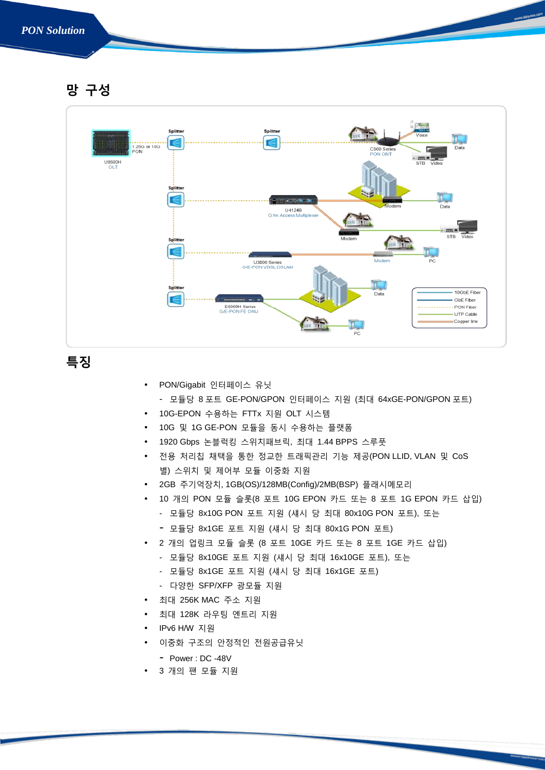## 망 구성

## 특징

- PON/Gigabit 인터페이스 유닛
  - 모듈당 8 포트 GE-PON/GPON 인터페이스 지원 (최대 64xGE-PON/GPON 포트)
- 10G-EPON 수용하는 FTTx 지원 OLT 시스템
- 10G 및 1G GE-PON 모듈을 동시 수용하는 플랫폼
- 1920 Gbps 논블럭킹 스위치패브릭, 최대 1.44 BPPS 스루풋
- 전용 처리칩 채택을 통한 정교한 트래픽관리 기능 제공(PON LLID, VLAN 및 CoS 별) 스위치 및 제어부 모듈 이중화 지원
- 2GB 주기억장치, 1GB(OS)/128MB(Config)/2MB(BSP) 플래시메모리
- 10 개의 PON 모듈 슬롯(8 포트 10G EPON 카드 또는 8 포트 1G EPON 카드 삽입)
  - 모듈당 8x10G PON 포트 지원 (섀시 당 최대 80x10G PON 포트), 또는
  - 모듈당 8x1GE 포트 지원 (섀시 당 최대 80x1G PON 포트)
- 2 개의 업링크 모듈 슬롯 (8 포트 10GE 카드 또는 8 포트 1GE 카드 삽입)
  - 모듈당 8x10GE 포트 지원 (섀시 당 최대 16x10GE 포트), 또는
  - 모듈당 8x1GE 포트 지원 (섀시 당 최대 16x1GE 포트)
  - 다양한 SFP/XFP 광모듈 지원
- 최대 256K MAC 주소 지원
- 최대 128K 라우팅 엔트리 지원
- IPv6 H/W 지원
- 이중화 구조의 안정적인 전원공급유닛
  - Power : DC -48V
- 3 개의 팬 모듈 지원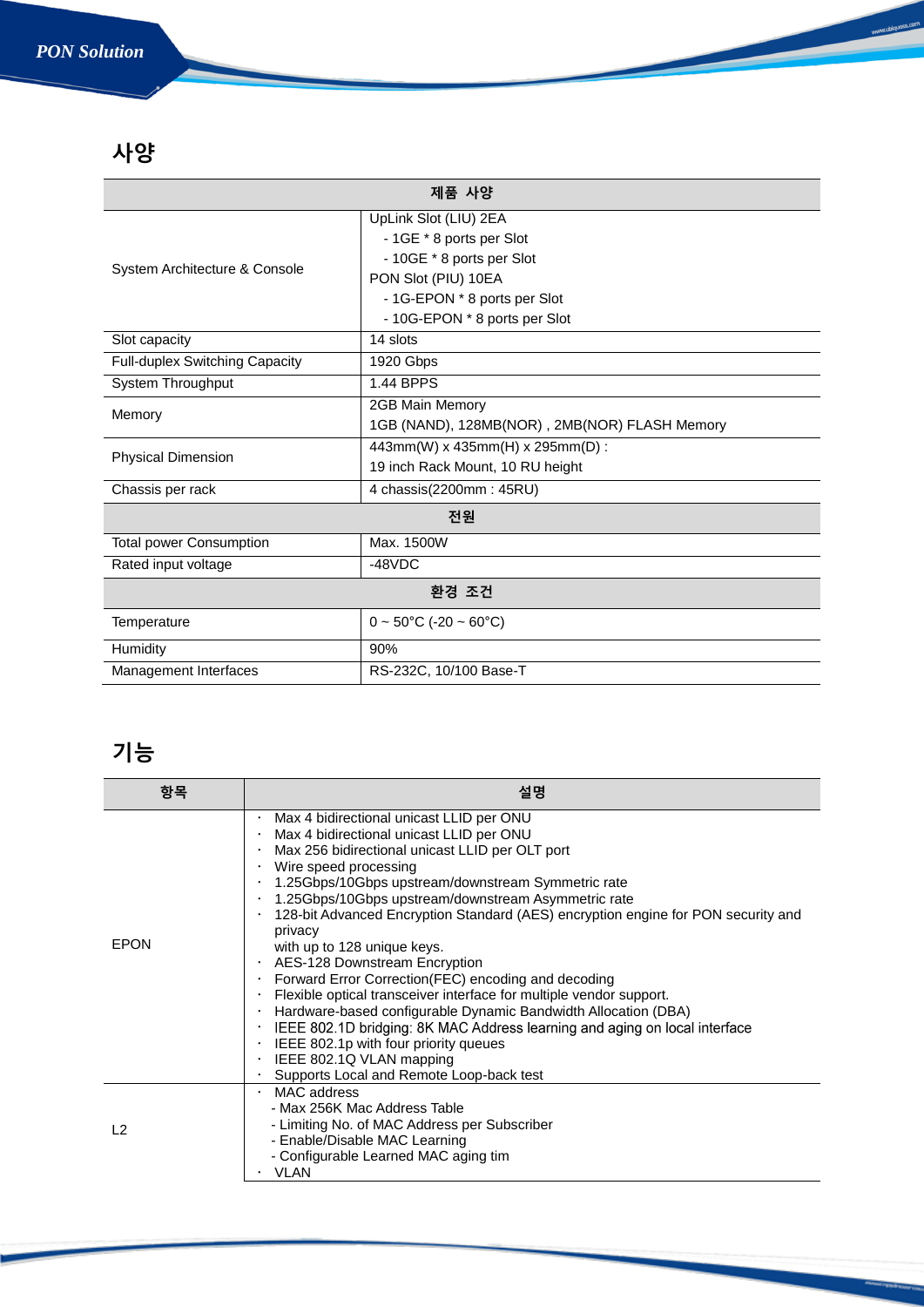## 사양

| 제품 사양 | |
|---|---|
| System Architecture & Console | UpLink Slot (LIU) 2EA<br>- 1GE * 8 ports per Slot<br>- 10GE * 8 ports per Slot<br>PON Slot (PIU) 10EA<br>- 1G-EPON * 8 ports per Slot<br>- 10G-EPON * 8 ports per Slot |
| Slot capacity | 14 slots |
| Full-duplex Switching Capacity | 1920 Gbps |
| System Throughput | 1.44 BPPS |
| Memory | 2GB Main Memory<br>1GB (NAND), 128MB(NOR) , 2MB(NOR) FLASH Memory |
| Physical Dimension | 443mm(W) x 435mm(H) x 295mm(D) :<br>19 inch Rack Mount, 10 RU height |
| Chassis per rack | 4 chassis(2200mm : 45RU) |
| **전원** | |
| Total power Consumption | Max. 1500W |
| Rated input voltage | -48VDC |
| **환경 조건** | |
| Temperature | 0 ~ 50°C (-20 ~ 60°C) |
| Humidity | 90% |
| Management Interfaces | RS-232C, 10/100 Base-T |

## 기능

| 항목 | 설명 |
|---|---|
| EPON | · Max 4 bidirectional unicast LLID per ONU<br>· Max 4 bidirectional unicast LLID per ONU<br>· Max 256 bidirectional unicast LLID per OLT port<br>· Wire speed processing<br>· 1.25Gbps/10Gbps upstream/downstream Symmetric rate<br>· 1.25Gbps/10Gbps upstream/downstream Asymmetric rate<br>· 128-bit Advanced Encryption Standard (AES) encryption engine for PON security and privacy<br>with up to 128 unique keys.<br>· AES-128 Downstream Encryption<br>· Forward Error Correction(FEC) encoding and decoding<br>· Flexible optical transceiver interface for multiple vendor support.<br>· Hardware-based configurable Dynamic Bandwidth Allocation (DBA)<br>· IEEE 802.1D bridging: 8K MAC Address learning and aging on local interface<br>· IEEE 802.1p with four priority queues<br>· IEEE 802.1Q VLAN mapping<br>· Supports Local and Remote Loop-back test |
| L2 | · MAC address<br>- Max 256K Mac Address Table<br>- Limiting No. of MAC Address per Subscriber<br>- Enable/Disable MAC Learning<br>- Configurable Learned MAC aging tim<br>· VLAN |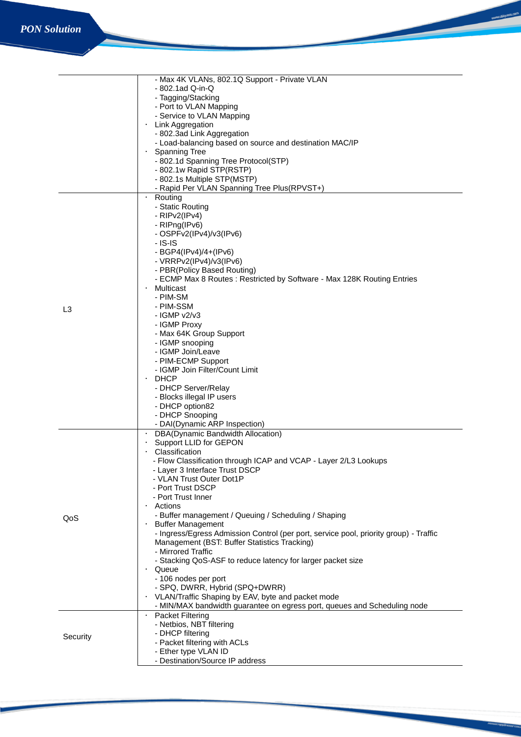| | |
|---|---|
| | - Max 4K VLANs, 802.1Q Support - Private VLAN<br>- 802.1ad Q-in-Q<br>- Tagging/Stacking<br>- Port to VLAN Mapping<br>- Service to VLAN Mapping<br>· Link Aggregation<br>- 802.3ad Link Aggregation<br>- Load-balancing based on source and destination MAC/IP<br>· Spanning Tree<br>- 802.1d Spanning Tree Protocol(STP)<br>- 802.1w Rapid STP(RSTP)<br>- 802.1s Multiple STP(MSTP)<br>- Rapid Per VLAN Spanning Tree Plus(RPVST+) |
| L3 | · Routing<br>- Static Routing<br>- RIPv2(IPv4)<br>- RIPng(IPv6)<br>- OSPFv2(IPv4)/v3(IPv6)<br>- IS-IS<br>- BGP4(IPv4)/4+(IPv6)<br>- VRRPv2(IPv4)/v3(IPv6)<br>- PBR(Policy Based Routing)<br>- ECMP Max 8 Routes : Restricted by Software - Max 128K Routing Entries<br>· Multicast<br>- PIM-SM<br>- PIM-SSM<br>- IGMP v2/v3<br>- IGMP Proxy<br>- Max 64K Group Support<br>- IGMP snooping<br>- IGMP Join/Leave<br>- PIM-ECMP Support<br>- IGMP Join Filter/Count Limit<br>· DHCP<br>- DHCP Server/Relay<br>- Blocks illegal IP users<br>- DHCP option82<br>- DHCP Snooping<br>- DAI(Dynamic ARP Inspection) |
| QoS | · DBA(Dynamic Bandwidth Allocation)<br>· Support LLID for GEPON<br>· Classification<br>- Flow Classification through ICAP and VCAP - Layer 2/L3 Lookups<br>- Layer 3 Interface Trust DSCP<br>- VLAN Trust Outer Dot1P<br>- Port Trust DSCP<br>- Port Trust Inner<br>· Actions<br>- Buffer management / Queuing / Scheduling / Shaping<br>· Buffer Management<br>- Ingress/Egress Admission Control (per port, service pool, priority group) - Traffic Management (BST: Buffer Statistics Tracking)<br>- Mirrored Traffic<br>- Stacking QoS-ASF to reduce latency for larger packet size<br>· Queue<br>- 106 nodes per port<br>- SPQ, DWRR, Hybrid (SPQ+DWRR)<br>· VLAN/Traffic Shaping by EAV, byte and packet mode<br>- MIN/MAX bandwidth guarantee on egress port, queues and Scheduling node |
| Security | · Packet Filtering<br>- Netbios, NBT filtering<br>- DHCP filtering<br>- Packet filtering with ACLs<br>- Ether type VLAN ID<br>- Destination/Source IP address |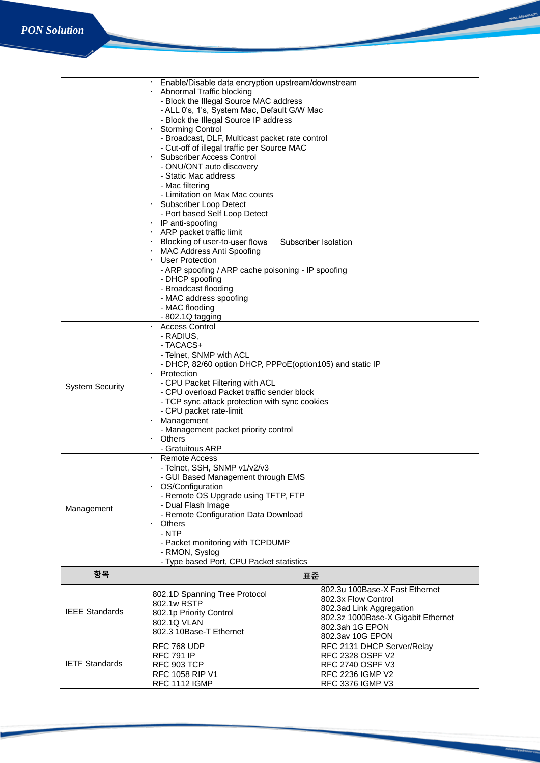| | |
|---|---|
| | · Enable/Disable data encryption upstream/downstream<br>· Abnormal Traffic blocking<br>- Block the Illegal Source MAC address<br>- ALL 0's, 1's, System Mac, Default G/W Mac<br>- Block the Illegal Source IP address<br>· Storming Control<br>- Broadcast, DLF, Multicast packet rate control<br>- Cut-off of illegal traffic per Source MAC<br>· Subscriber Access Control<br>- ONU/ONT auto discovery<br>- Static Mac address<br>- Mac filtering<br>- Limitation on Max Mac counts<br>· Subscriber Loop Detect<br>- Port based Self Loop Detect<br>· IP anti-spoofing<br>· ARP packet traffic limit<br>· Blocking of user-to-user flows Subscriber Isolation<br>· MAC Address Anti Spoofing<br>· User Protection<br>- ARP spoofing / ARP cache poisoning - IP spoofing<br>- DHCP spoofing<br>- Broadcast flooding<br>- MAC address spoofing<br>- MAC flooding<br>- 802.1Q tagging |
| System Security | · Access Control<br>- RADIUS,<br>- TACACS+<br>- Telnet, SNMP with ACL<br>- DHCP, 82/60 option DHCP, PPPoE(option105) and static IP<br>· Protection<br>- CPU Packet Filtering with ACL<br>- CPU overload Packet traffic sender block<br>- TCP sync attack protection with sync cookies<br>- CPU packet rate-limit<br>· Management<br>- Management packet priority control<br>· Others<br>- Gratuitous ARP |
| Management | · Remote Access<br>- Telnet, SSH, SNMP v1/v2/v3<br>- GUI Based Management through EMS<br>· OS/Configuration<br>- Remote OS Upgrade using TFTP, FTP<br>- Dual Flash Image<br>- Remote Configuration Data Download<br>· Others<br>- NTP<br>- Packet monitoring with TCPDUMP<br>- RMON, Syslog<br>- Type based Port, CPU Packet statistics |

| 항목 | 표준 | |
|---|---|---|
| IEEE Standards | 802.1D Spanning Tree Protocol<br>802.1w RSTP<br>802.1p Priority Control<br>802.1Q VLAN<br>802.3 10Base-T Ethernet | 802.3u 100Base-X Fast Ethernet<br>802.3x Flow Control<br>802.3ad Link Aggregation<br>802.3z 1000Base-X Gigabit Ethernet<br>802.3ah 1G EPON<br>802.3av 10G EPON |
| IETF Standards | RFC 768 UDP<br>RFC 791 IP<br>RFC 903 TCP<br>RFC 1058 RIP V1<br>RFC 1112 IGMP | RFC 2131 DHCP Server/Relay<br>RFC 2328 OSPF V2<br>RFC 2740 OSPF V3<br>RFC 2236 IGMP V2<br>RFC 3376 IGMP V3 |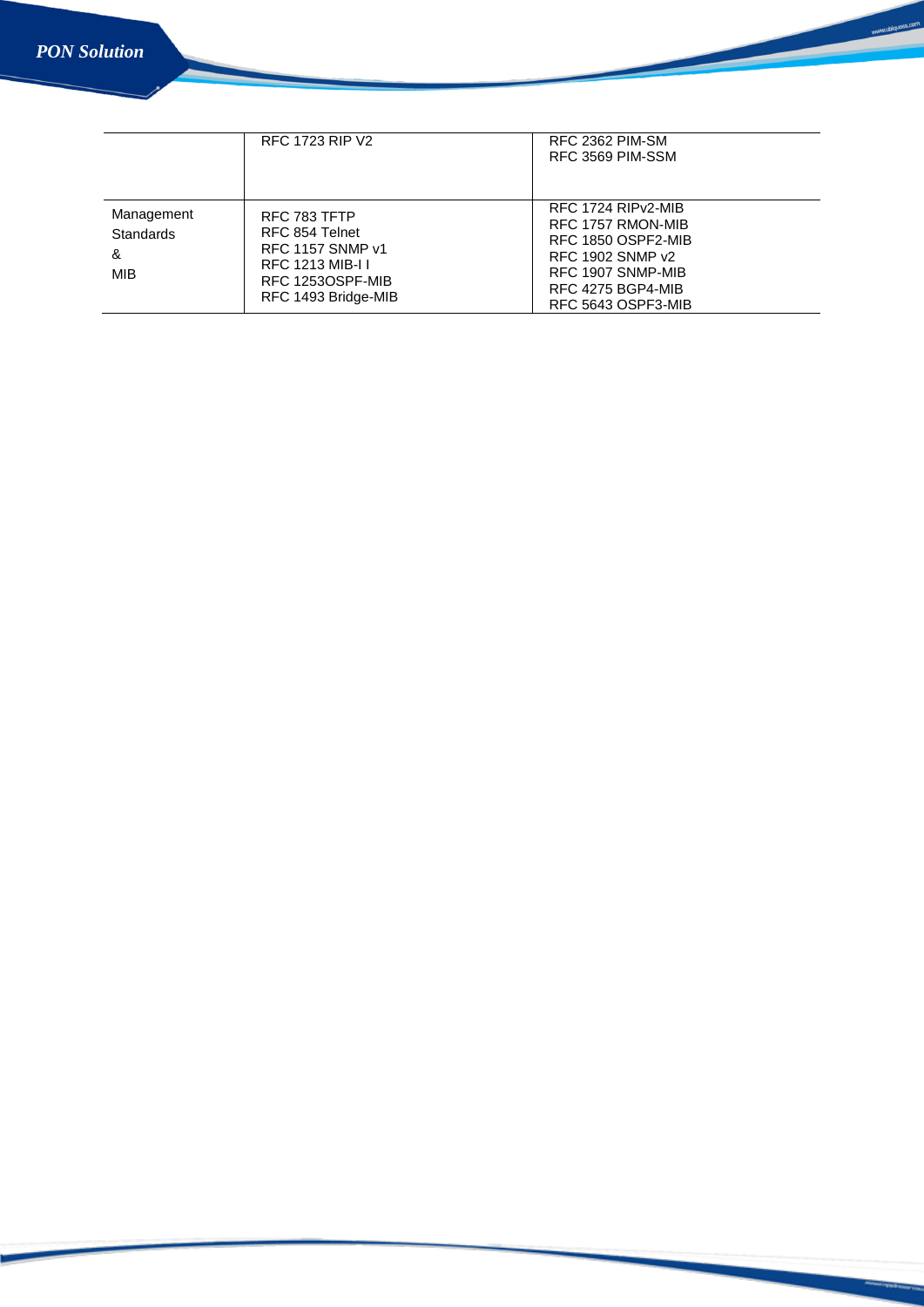| | | |
|---|---|---|
| | RFC 1723 RIP V2 | RFC 2362 PIM-SM<br>RFC 3569 PIM-SSM |
| Management Standards & MIB | RFC 783 TFTP<br>RFC 854 Telnet<br>RFC 1157 SNMP v1<br>RFC 1213 MIB-I I<br>RFC 1253OSPF-MIB<br>RFC 1493 Bridge-MIB | RFC 1724 RIPv2-MIB<br>RFC 1757 RMON-MIB<br>RFC 1850 OSPF2-MIB<br>RFC 1902 SNMP v2<br>RFC 1907 SNMP-MIB<br>RFC 4275 BGP4-MIB<br>RFC 5643 OSPF3-MIB |